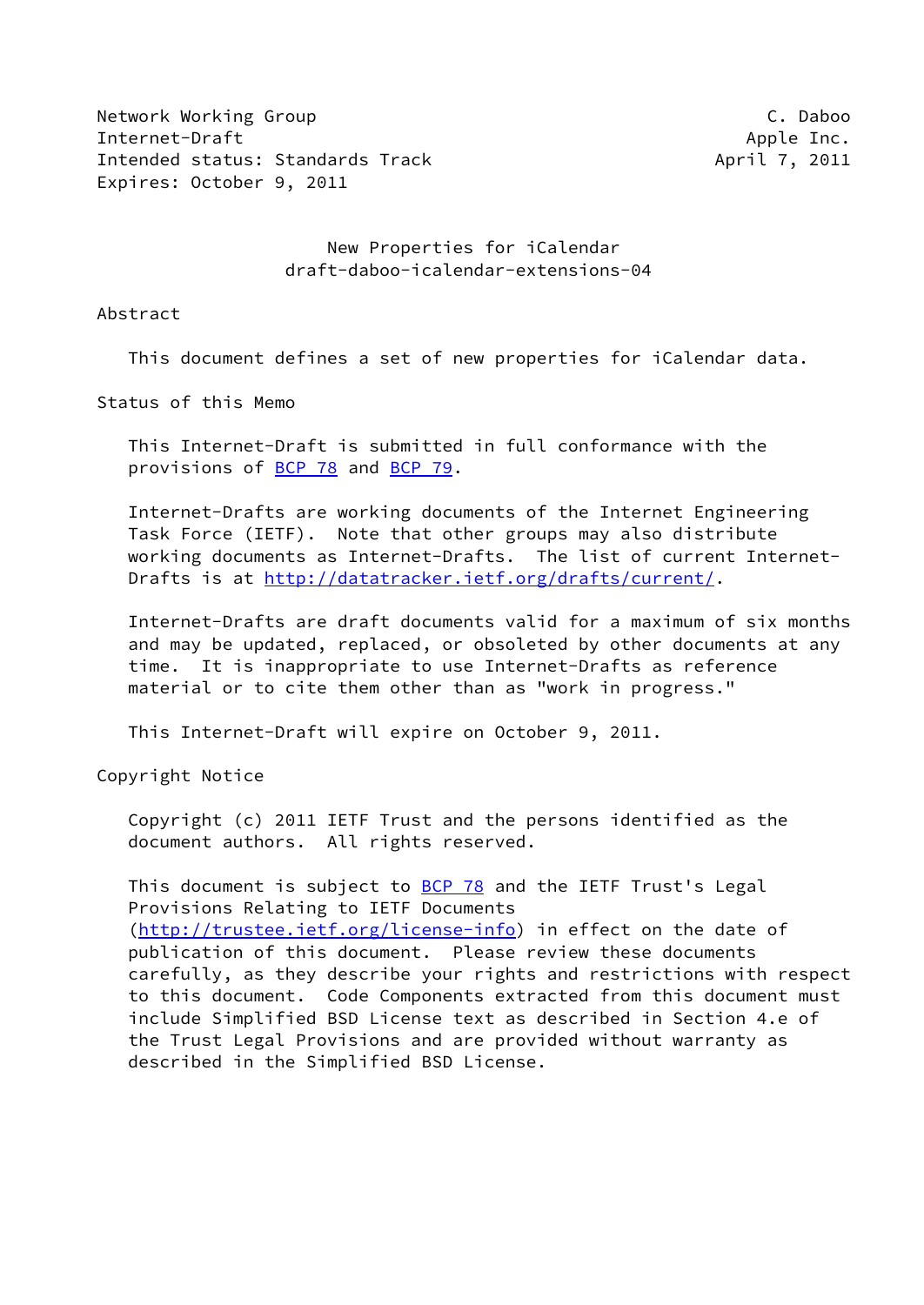Network Working Group C. Daboo
Internet-Draft Apple Inc.
Intended status: Standards Track April 7, 2011
Expires: October 9, 2011

# New Properties for iCalendar
## draft-daboo-icalendar-extensions-04

## Abstract

This document defines a set of new properties for iCalendar data.

## Status of this Memo

This Internet-Draft is submitted in full conformance with the provisions of BCP 78 and BCP 79.

Internet-Drafts are working documents of the Internet Engineering Task Force (IETF). Note that other groups may also distribute working documents as Internet-Drafts. The list of current Internet-Drafts is at http://datatracker.ietf.org/drafts/current/.

Internet-Drafts are draft documents valid for a maximum of six months and may be updated, replaced, or obsoleted by other documents at any time. It is inappropriate to use Internet-Drafts as reference material or to cite them other than as "work in progress."

This Internet-Draft will expire on October 9, 2011.

## Copyright Notice

Copyright (c) 2011 IETF Trust and the persons identified as the document authors. All rights reserved.

This document is subject to BCP 78 and the IETF Trust's Legal Provisions Relating to IETF Documents (http://trustee.ietf.org/license-info) in effect on the date of publication of this document. Please review these documents carefully, as they describe your rights and restrictions with respect to this document. Code Components extracted from this document must include Simplified BSD License text as described in Section 4.e of the Trust Legal Provisions and are provided without warranty as described in the Simplified BSD License.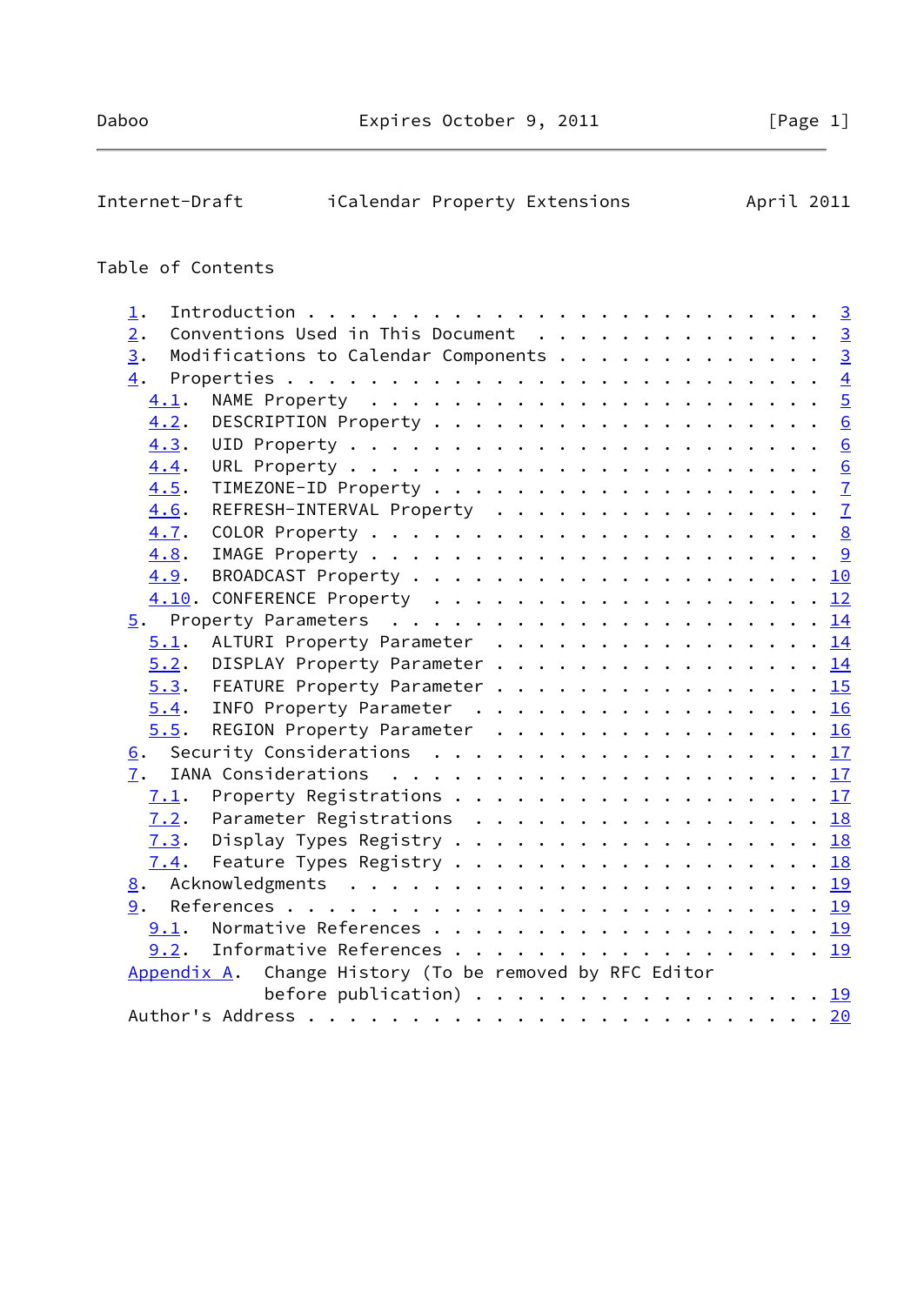## Table of Contents

- 1. Introduction . . . . . . . . . . . . . . . . . . . . . . . . . 3
- 2. Conventions Used in This Document . . . . . . . . . . . . . . 3
- 3. Modifications to Calendar Components . . . . . . . . . . . . 3
- 4. Properties . . . . . . . . . . . . . . . . . . . . . . . . . 4
  - 4.1. NAME Property . . . . . . . . . . . . . . . . . . . . . . 5
  - 4.2. DESCRIPTION Property . . . . . . . . . . . . . . . . . . . 6
  - 4.3. UID Property . . . . . . . . . . . . . . . . . . . . . . 6
  - 4.4. URL Property . . . . . . . . . . . . . . . . . . . . . . 6
  - 4.5. TIMEZONE-ID Property . . . . . . . . . . . . . . . . . . . 7
  - 4.6. REFRESH-INTERVAL Property . . . . . . . . . . . . . . . . 7
  - 4.7. COLOR Property . . . . . . . . . . . . . . . . . . . . . 8
  - 4.8. IMAGE Property . . . . . . . . . . . . . . . . . . . . . 9
  - 4.9. BROADCAST Property . . . . . . . . . . . . . . . . . . . . 10
  - 4.10. CONFERENCE Property . . . . . . . . . . . . . . . . . . . 12
- 5. Property Parameters . . . . . . . . . . . . . . . . . . . . . 14
  - 5.1. ALTURI Property Parameter . . . . . . . . . . . . . . . . 14
  - 5.2. DISPLAY Property Parameter . . . . . . . . . . . . . . . . 14
  - 5.3. FEATURE Property Parameter . . . . . . . . . . . . . . . . 15
  - 5.4. INFO Property Parameter . . . . . . . . . . . . . . . . . 16
  - 5.5. REGION Property Parameter . . . . . . . . . . . . . . . . 16
- 6. Security Considerations . . . . . . . . . . . . . . . . . . . 17
- 7. IANA Considerations . . . . . . . . . . . . . . . . . . . . . 17
  - 7.1. Property Registrations . . . . . . . . . . . . . . . . . . 17
  - 7.2. Parameter Registrations . . . . . . . . . . . . . . . . . 18
  - 7.3. Display Types Registry . . . . . . . . . . . . . . . . . . 18
  - 7.4. Feature Types Registry . . . . . . . . . . . . . . . . . . 18
- 8. Acknowledgments . . . . . . . . . . . . . . . . . . . . . . . 19
- 9. References . . . . . . . . . . . . . . . . . . . . . . . . . 19
  - 9.1. Normative References . . . . . . . . . . . . . . . . . . . 19
  - 9.2. Informative References . . . . . . . . . . . . . . . . . . 19
- Appendix A. Change History (To be removed by RFC Editor before publication) . . . . . . . . . . . . . . . . . 19
- Author's Address . . . . . . . . . . . . . . . . . . . . . . . . 20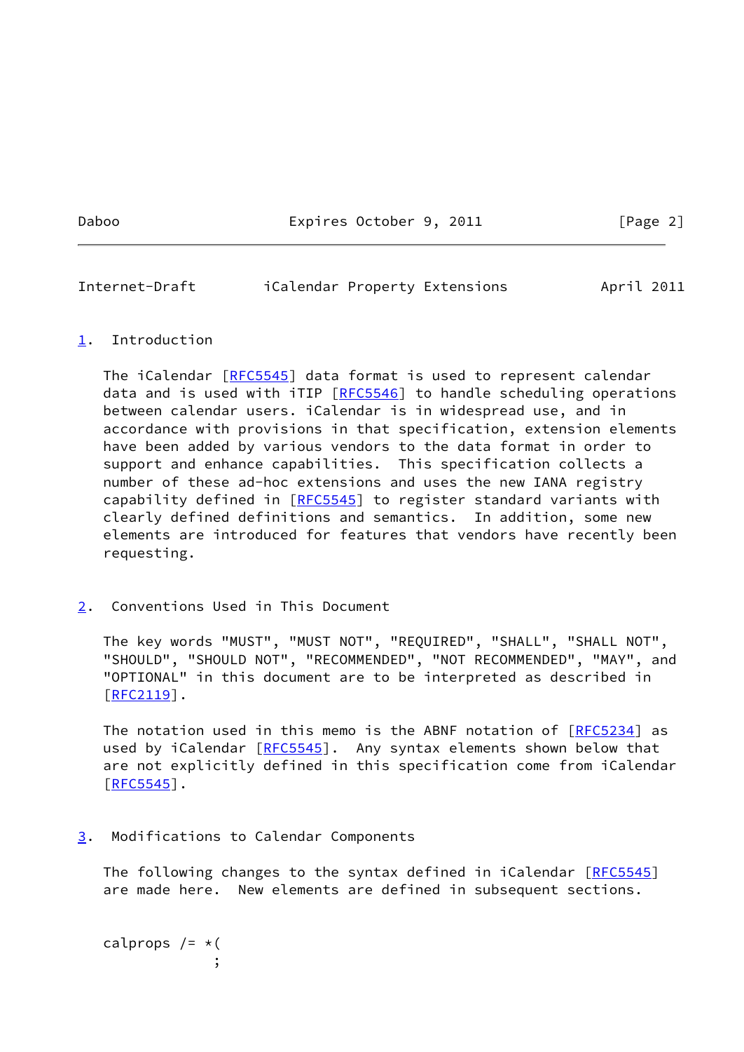## 1. Introduction

The iCalendar [RFC5545] data format is used to represent calendar data and is used with iTIP [RFC5546] to handle scheduling operations between calendar users. iCalendar is in widespread use, and in accordance with provisions in that specification, extension elements have been added by various vendors to the data format in order to support and enhance capabilities. This specification collects a number of these ad-hoc extensions and uses the new IANA registry capability defined in [RFC5545] to register standard variants with clearly defined definitions and semantics. In addition, some new elements are introduced for features that vendors have recently been requesting.

## 2. Conventions Used in This Document

The key words "MUST", "MUST NOT", "REQUIRED", "SHALL", "SHALL NOT", "SHOULD", "SHOULD NOT", "RECOMMENDED", "NOT RECOMMENDED", "MAY", and "OPTIONAL" in this document are to be interpreted as described in [RFC2119].

The notation used in this memo is the ABNF notation of [RFC5234] as used by iCalendar [RFC5545]. Any syntax elements shown below that are not explicitly defined in this specification come from iCalendar [RFC5545].

## 3. Modifications to Calendar Components

The following changes to the syntax defined in iCalendar [RFC5545] are made here. New elements are defined in subsequent sections.

```
calprops /= *(
             ;
```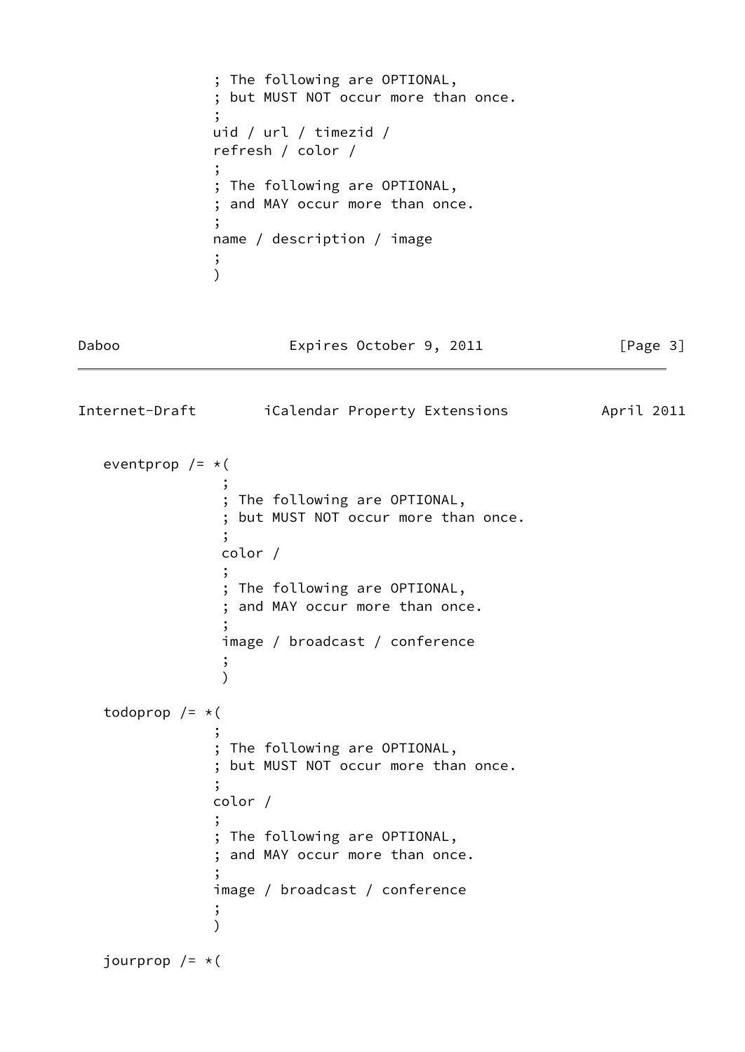```
                ; The following are OPTIONAL,
                ; but MUST NOT occur more than once.
                ;
                uid / url / timezid /
                refresh / color /
                ;
                ; The following are OPTIONAL,
                ; and MAY occur more than once.
                ;
                name / description / image
                ;
                )
```

```
   eventprop /= *(
                 ;
                 ; The following are OPTIONAL,
                 ; but MUST NOT occur more than once.
                 ;
                 color /
                 ;
                 ; The following are OPTIONAL,
                 ; and MAY occur more than once.
                 ;
                 image / broadcast / conference
                 ;
                 )

   todoprop /= *(
                ;
                ; The following are OPTIONAL,
                ; but MUST NOT occur more than once.
                ;
                color /
                ;
                ; The following are OPTIONAL,
                ; and MAY occur more than once.
                ;
                image / broadcast / conference
                ;
                )

   jourprop /= *(
```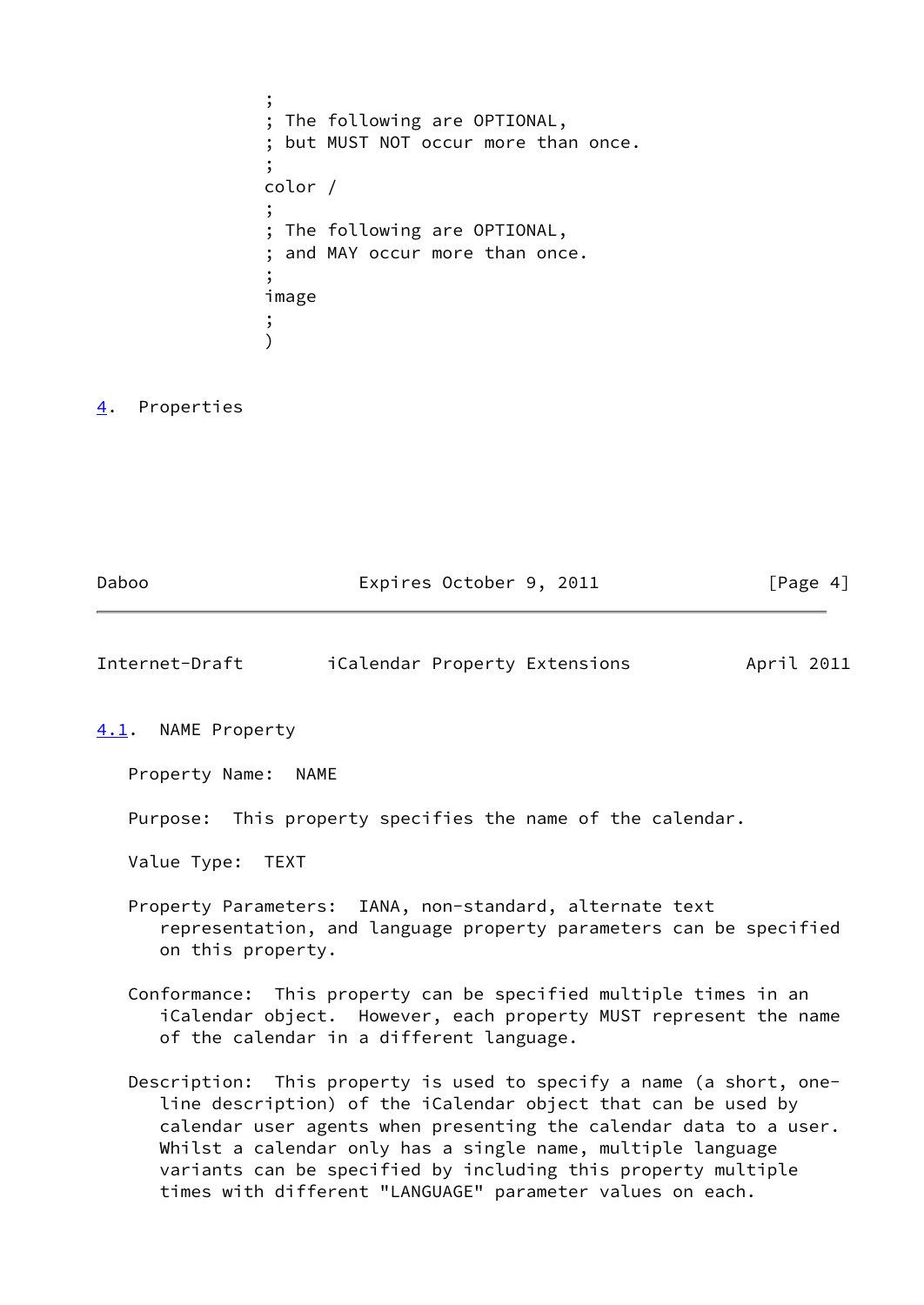```
               ;
               ; The following are OPTIONAL,
               ; but MUST NOT occur more than once.
               ;
               color /
               ;
               ; The following are OPTIONAL,
               ; and MAY occur more than once.
               ;
               image
               ;
               )
```

## 4. Properties

### 4.1. NAME Property

Property Name: NAME

Purpose: This property specifies the name of the calendar.

Value Type: TEXT

Property Parameters: IANA, non-standard, alternate text representation, and language property parameters can be specified on this property.

Conformance: This property can be specified multiple times in an iCalendar object. However, each property MUST represent the name of the calendar in a different language.

Description: This property is used to specify a name (a short, one-line description) of the iCalendar object that can be used by calendar user agents when presenting the calendar data to a user. Whilst a calendar only has a single name, multiple language variants can be specified by including this property multiple times with different "LANGUAGE" parameter values on each.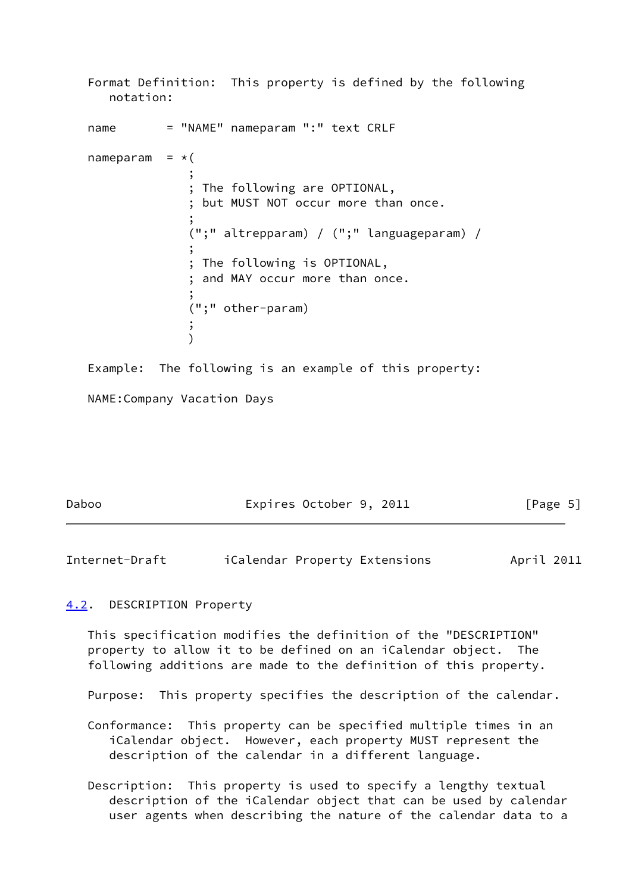Format Definition:  This property is defined by the following notation:

```
name       = "NAME" nameparam ":" text CRLF

nameparam  = *(
               ;
               ; The following are OPTIONAL,
               ; but MUST NOT occur more than once.
               ;
               (";" altrepparam) / (";" languageparam) /
               ;
               ; The following is OPTIONAL,
               ; and MAY occur more than once.
               ;
               (";" other-param)
               ;
               )
```

Example:  The following is an example of this property:

```
NAME:Company Vacation Days
```

### 4.2. DESCRIPTION Property

This specification modifies the definition of the "DESCRIPTION" property to allow it to be defined on an iCalendar object. The following additions are made to the definition of this property.

Purpose:  This property specifies the description of the calendar.

Conformance:  This property can be specified multiple times in an iCalendar object. However, each property MUST represent the description of the calendar in a different language.

Description:  This property is used to specify a lengthy textual description of the iCalendar object that can be used by calendar user agents when describing the nature of the calendar data to a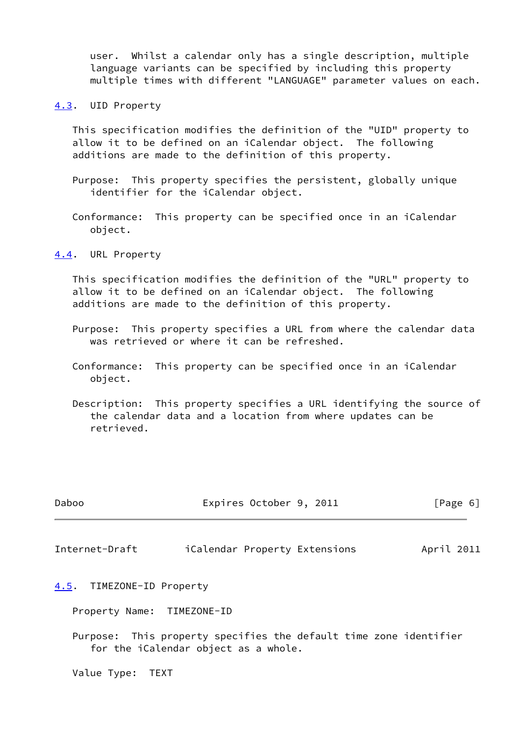user. Whilst a calendar only has a single description, multiple language variants can be specified by including this property multiple times with different "LANGUAGE" parameter values on each.

## 4.3. UID Property

This specification modifies the definition of the "UID" property to allow it to be defined on an iCalendar object. The following additions are made to the definition of this property.

Purpose: This property specifies the persistent, globally unique identifier for the iCalendar object.

Conformance: This property can be specified once in an iCalendar object.

## 4.4. URL Property

This specification modifies the definition of the "URL" property to allow it to be defined on an iCalendar object. The following additions are made to the definition of this property.

Purpose: This property specifies a URL from where the calendar data was retrieved or where it can be refreshed.

Conformance: This property can be specified once in an iCalendar object.

Description: This property specifies a URL identifying the source of the calendar data and a location from where updates can be retrieved.

## 4.5. TIMEZONE-ID Property

Property Name: TIMEZONE-ID

Purpose: This property specifies the default time zone identifier for the iCalendar object as a whole.

Value Type: TEXT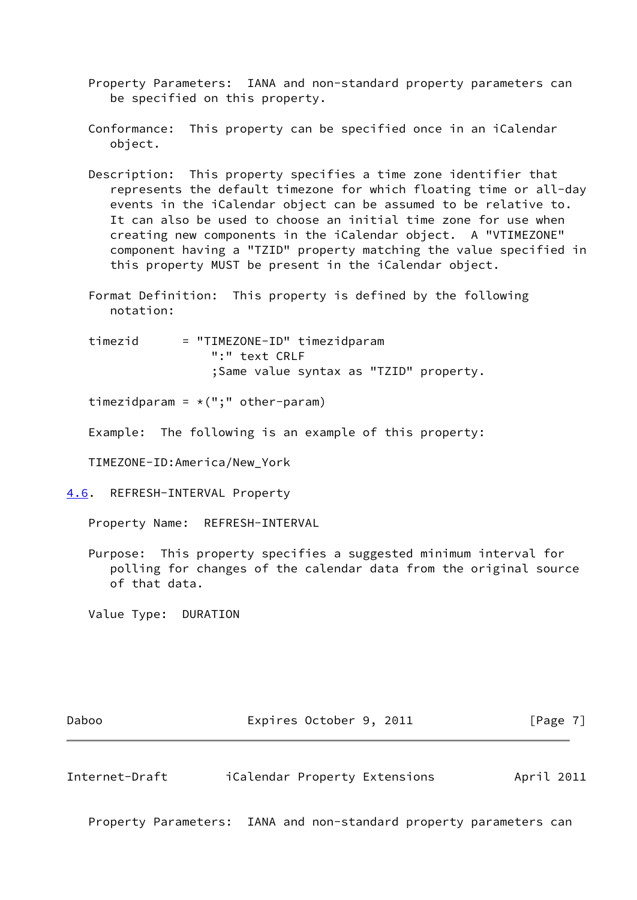Property Parameters:  IANA and non-standard property parameters can be specified on this property.

Conformance:  This property can be specified once in an iCalendar object.

Description:  This property specifies a time zone identifier that represents the default timezone for which floating time or all-day events in the iCalendar object can be assumed to be relative to. It can also be used to choose an initial time zone for use when creating new components in the iCalendar object.  A "VTIMEZONE" component having a "TZID" property matching the value specified in this property MUST be present in the iCalendar object.

Format Definition:  This property is defined by the following notation:

```
timezid      = "TIMEZONE-ID" timezidparam
                ":" text CRLF
                ;Same value syntax as "TZID" property.

timezidparam = *(";" other-param)
```

Example:  The following is an example of this property:

```
TIMEZONE-ID:America/New_York
```

## 4.6. REFRESH-INTERVAL Property

Property Name:  REFRESH-INTERVAL

Purpose:  This property specifies a suggested minimum interval for polling for changes of the calendar data from the original source of that data.

Value Type:  DURATION

Property Parameters:  IANA and non-standard property parameters can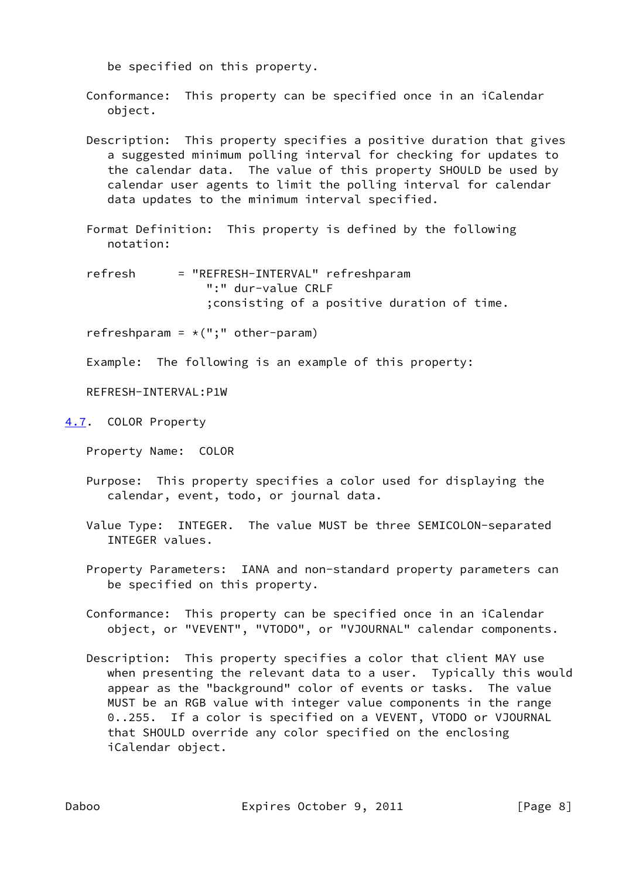be specified on this property.

Conformance: This property can be specified once in an iCalendar object.

Description: This property specifies a positive duration that gives a suggested minimum polling interval for checking for updates to the calendar data. The value of this property SHOULD be used by calendar user agents to limit the polling interval for calendar data updates to the minimum interval specified.

Format Definition: This property is defined by the following notation:

```
refresh      = "REFRESH-INTERVAL" refreshparam
                 ":" dur-value CRLF
                 ;consisting of a positive duration of time.

refreshparam = *(";" other-param)
```

Example: The following is an example of this property:

```
REFRESH-INTERVAL:P1W
```

## 4.7. COLOR Property

Property Name: COLOR

Purpose: This property specifies a color used for displaying the calendar, event, todo, or journal data.

Value Type: INTEGER. The value MUST be three SEMICOLON-separated INTEGER values.

Property Parameters: IANA and non-standard property parameters can be specified on this property.

Conformance: This property can be specified once in an iCalendar object, or "VEVENT", "VTODO", or "VJOURNAL" calendar components.

Description: This property specifies a color that client MAY use when presenting the relevant data to a user. Typically this would appear as the "background" color of events or tasks. The value MUST be an RGB value with integer value components in the range 0..255. If a color is specified on a VEVENT, VTODO or VJOURNAL that SHOULD override any color specified on the enclosing iCalendar object.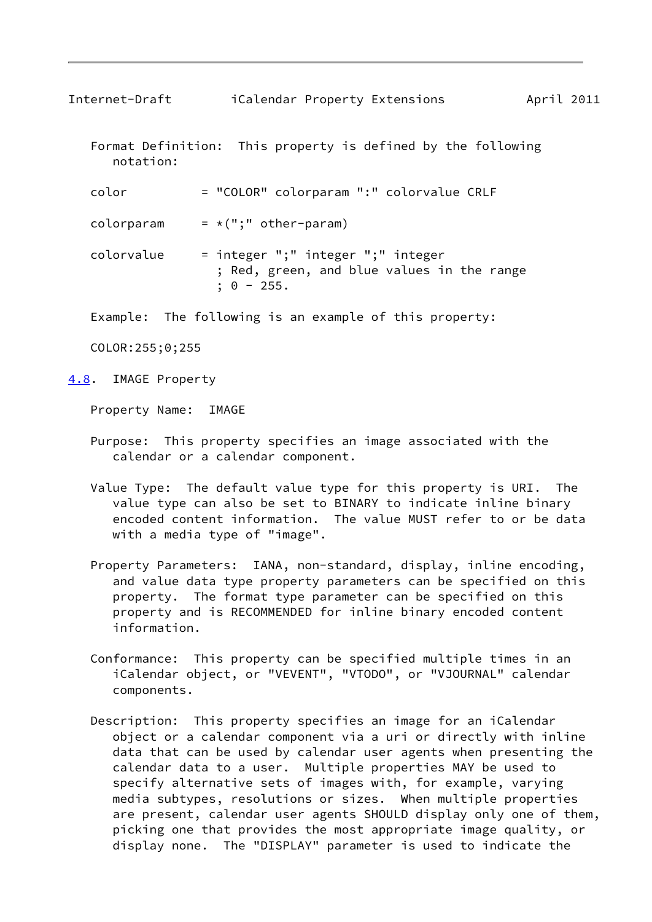Format Definition: This property is defined by the following notation:

```
color          = "COLOR" colorparam ":" colorvalue CRLF

colorparam     = *(";" other-param)

colorvalue     = integer ";" integer ";" integer
                 ; Red, green, and blue values in the range
                 ; 0 - 255.
```

Example: The following is an example of this property:

```
COLOR:255;0;255
```

## 4.8. IMAGE Property

Property Name: IMAGE

Purpose: This property specifies an image associated with the calendar or a calendar component.

Value Type: The default value type for this property is URI. The value type can also be set to BINARY to indicate inline binary encoded content information. The value MUST refer to or be data with a media type of "image".

Property Parameters: IANA, non-standard, display, inline encoding, and value data type property parameters can be specified on this property. The format type parameter can be specified on this property and is RECOMMENDED for inline binary encoded content information.

Conformance: This property can be specified multiple times in an iCalendar object, or "VEVENT", "VTODO", or "VJOURNAL" calendar components.

Description: This property specifies an image for an iCalendar object or a calendar component via a uri or directly with inline data that can be used by calendar user agents when presenting the calendar data to a user. Multiple properties MAY be used to specify alternative sets of images with, for example, varying media subtypes, resolutions or sizes. When multiple properties are present, calendar user agents SHOULD display only one of them, picking one that provides the most appropriate image quality, or display none. The "DISPLAY" parameter is used to indicate the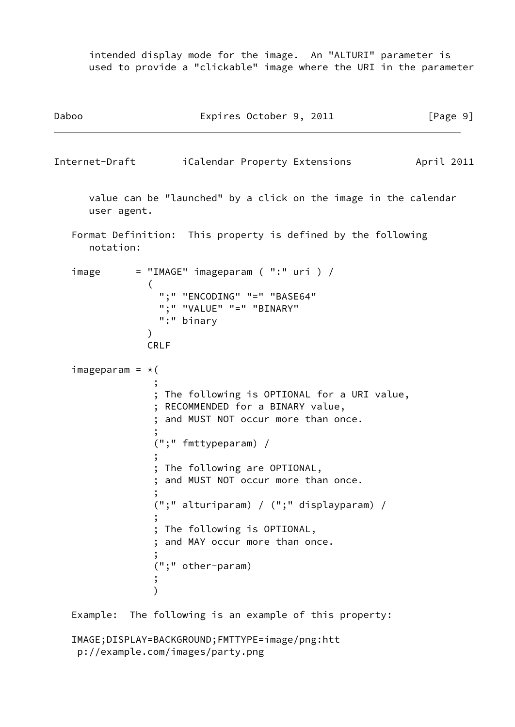intended display mode for the image. An "ALTURI" parameter is used to provide a "clickable" image where the URI in the parameter value can be "launched" by a click on the image in the calendar user agent.

Format Definition: This property is defined by the following notation:

```
image      = "IMAGE" imageparam ( ":" uri ) /
             (
               ";" "ENCODING" "=" "BASE64"
               ";" "VALUE" "=" "BINARY"
               ":" binary
             )
             CRLF

imageparam = *(
              ;
              ; The following is OPTIONAL for a URI value,
              ; RECOMMENDED for a BINARY value,
              ; and MUST NOT occur more than once.
              ;
              (";" fmttypeparam) /
              ;
              ; The following are OPTIONAL,
              ; and MUST NOT occur more than once.
              ;
              (";" alturiparam) / (";" displayparam) /
              ;
              ; The following is OPTIONAL,
              ; and MAY occur more than once.
              ;
              (";" other-param)
              ;
              )
```

Example: The following is an example of this property:

```
IMAGE;DISPLAY=BACKGROUND;FMTTYPE=image/png:htt
 p://example.com/images/party.png
```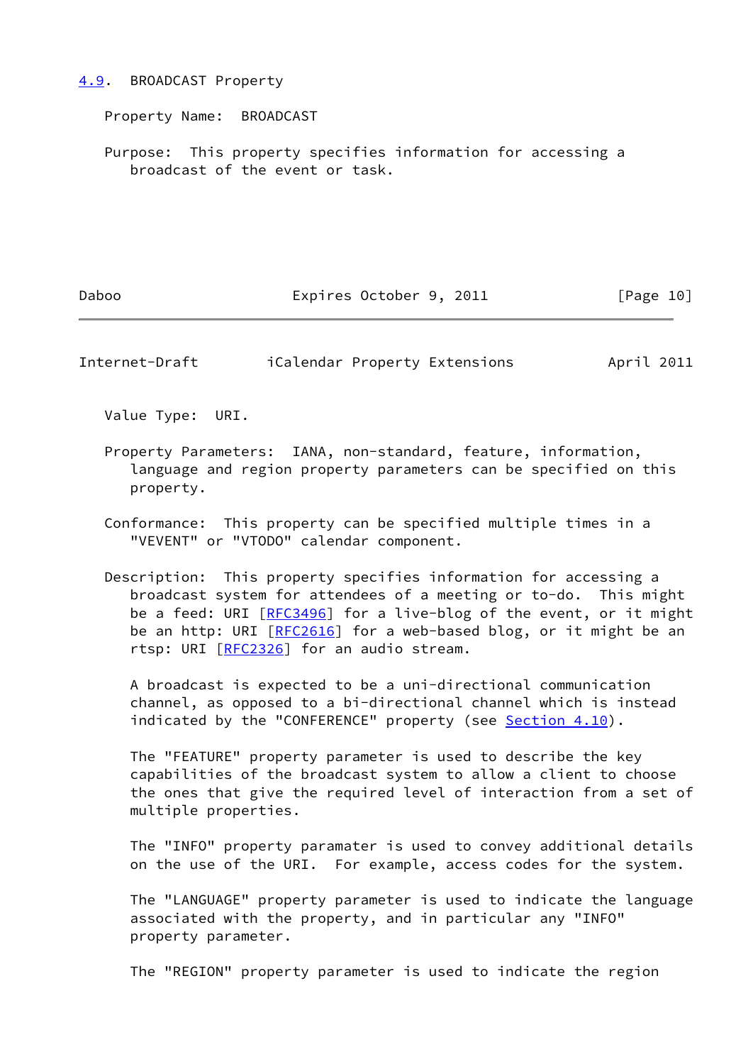## 4.9. BROADCAST Property

Property Name: BROADCAST

Purpose: This property specifies information for accessing a broadcast of the event or task.

Value Type: URI.

Property Parameters: IANA, non-standard, feature, information, language and region property parameters can be specified on this property.

Conformance: This property can be specified multiple times in a "VEVENT" or "VTODO" calendar component.

Description: This property specifies information for accessing a broadcast system for attendees of a meeting or to-do. This might be a feed: URI [RFC3496] for a live-blog of the event, or it might be an http: URI [RFC2616] for a web-based blog, or it might be an rtsp: URI [RFC2326] for an audio stream.

A broadcast is expected to be a uni-directional communication channel, as opposed to a bi-directional channel which is instead indicated by the "CONFERENCE" property (see Section 4.10).

The "FEATURE" property parameter is used to describe the key capabilities of the broadcast system to allow a client to choose the ones that give the required level of interaction from a set of multiple properties.

The "INFO" property paramater is used to convey additional details on the use of the URI. For example, access codes for the system.

The "LANGUAGE" property parameter is used to indicate the language associated with the property, and in particular any "INFO" property parameter.

The "REGION" property parameter is used to indicate the region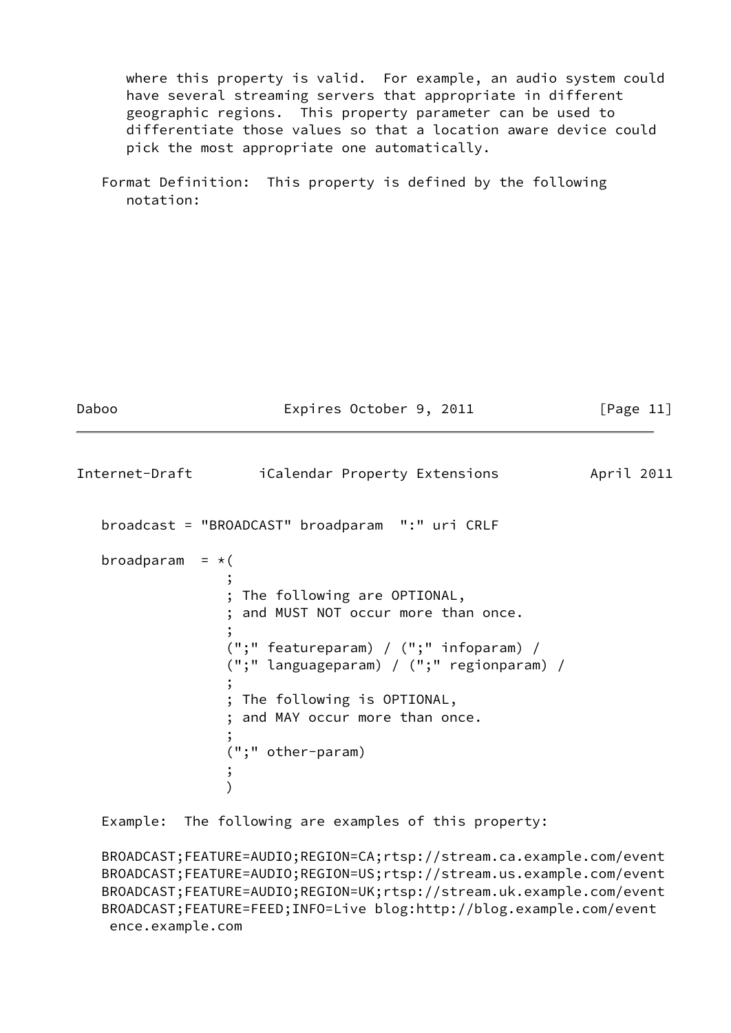where this property is valid. For example, an audio system could have several streaming servers that appropriate in different geographic regions. This property parameter can be used to differentiate those values so that a location aware device could pick the most appropriate one automatically.

Format Definition: This property is defined by the following notation:

```
broadcast = "BROADCAST" broadparam  ":" uri CRLF

broadparam  = *(
               ;
               ; The following are OPTIONAL,
               ; and MUST NOT occur more than once.
               ;
               (";" featureparam) / (";" infoparam) /
               (";" languageparam) / (";" regionparam) /
               ;
               ; The following is OPTIONAL,
               ; and MAY occur more than once.
               ;
               (";" other-param)
               ;
               )
```

Example: The following are examples of this property:

```
BROADCAST;FEATURE=AUDIO;REGION=CA;rtsp://stream.ca.example.com/event
BROADCAST;FEATURE=AUDIO;REGION=US;rtsp://stream.us.example.com/event
BROADCAST;FEATURE=AUDIO;REGION=UK;rtsp://stream.uk.example.com/event
BROADCAST;FEATURE=FEED;INFO=Live blog:http://blog.example.com/event
 ence.example.com
```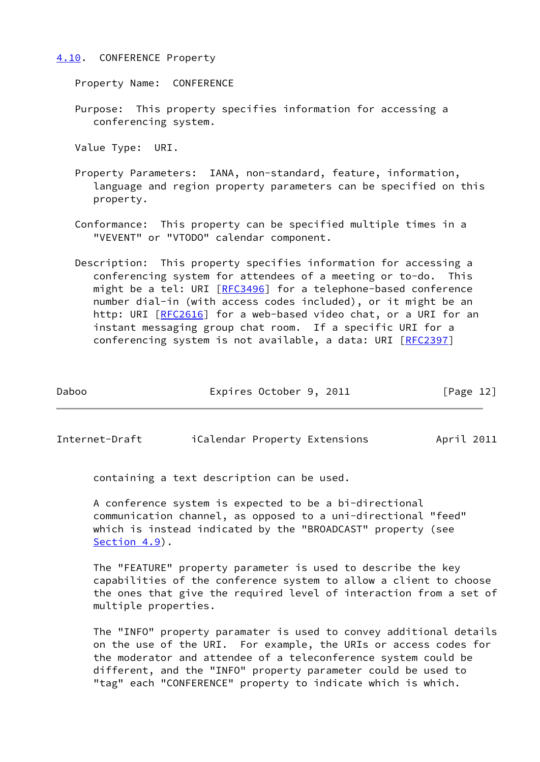## 4.10. CONFERENCE Property

Property Name: CONFERENCE

Purpose: This property specifies information for accessing a conferencing system.

Value Type: URI.

Property Parameters: IANA, non-standard, feature, information, language and region property parameters can be specified on this property.

Conformance: This property can be specified multiple times in a "VEVENT" or "VTODO" calendar component.

Description: This property specifies information for accessing a conferencing system for attendees of a meeting or to-do. This might be a tel: URI [RFC3496] for a telephone-based conference number dial-in (with access codes included), or it might be an http: URI [RFC2616] for a web-based video chat, or a URI for an instant messaging group chat room. If a specific URI for a conferencing system is not available, a data: URI [RFC2397] containing a text description can be used.

A conference system is expected to be a bi-directional communication channel, as opposed to a uni-directional "feed" which is instead indicated by the "BROADCAST" property (see Section 4.9).

The "FEATURE" property parameter is used to describe the key capabilities of the conference system to allow a client to choose the ones that give the required level of interaction from a set of multiple properties.

The "INFO" property paramater is used to convey additional details on the use of the URI. For example, the URIs or access codes for the moderator and attendee of a teleconference system could be different, and the "INFO" property parameter could be used to "tag" each "CONFERENCE" property to indicate which is which.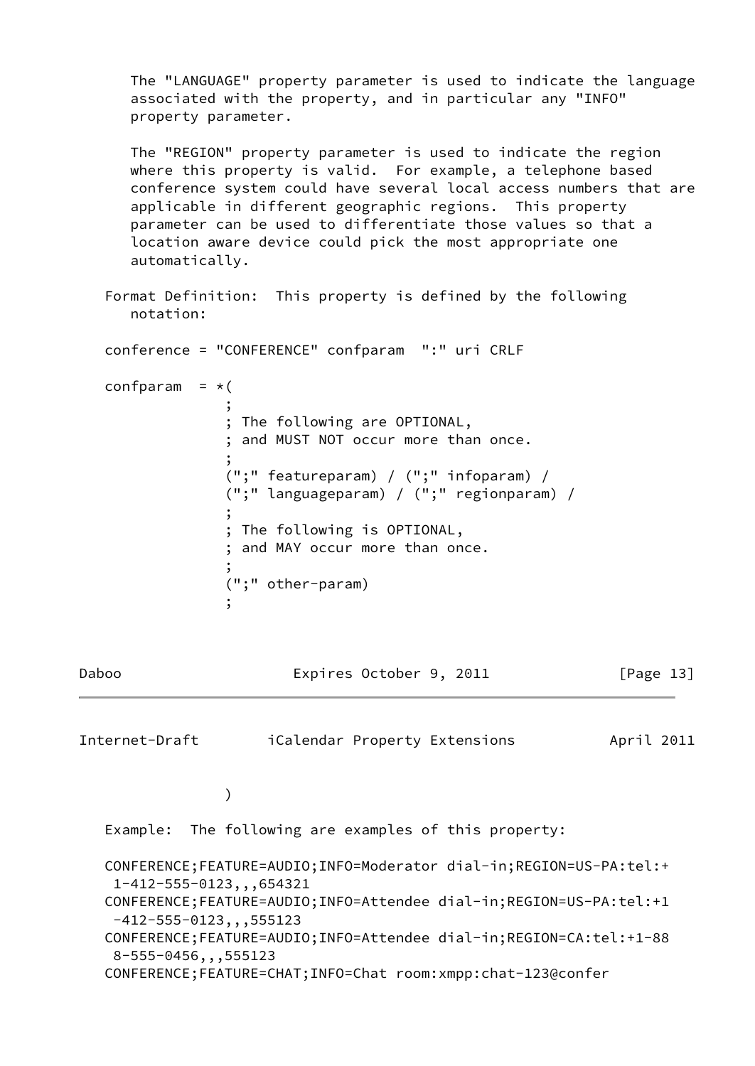The "LANGUAGE" property parameter is used to indicate the language associated with the property, and in particular any "INFO" property parameter.

The "REGION" property parameter is used to indicate the region where this property is valid. For example, a telephone based conference system could have several local access numbers that are applicable in different geographic regions. This property parameter can be used to differentiate those values so that a location aware device could pick the most appropriate one automatically.

Format Definition: This property is defined by the following notation:

```
conference = "CONFERENCE" confparam  ":" uri CRLF

confparam  = *(
               ;
               ; The following are OPTIONAL,
               ; and MUST NOT occur more than once.
               ;
               (";" featureparam) / (";" infoparam) /
               (";" languageparam) / (";" regionparam) /
               ;
               ; The following is OPTIONAL,
               ; and MAY occur more than once.
               ;
               (";" other-param)
               ;
               )
```

Example: The following are examples of this property:

```
CONFERENCE;FEATURE=AUDIO;INFO=Moderator dial-in;REGION=US-PA:tel:+
 1-412-555-0123,,,654321
CONFERENCE;FEATURE=AUDIO;INFO=Attendee dial-in;REGION=US-PA:tel:+1
 -412-555-0123,,,555123
CONFERENCE;FEATURE=AUDIO;INFO=Attendee dial-in;REGION=CA:tel:+1-88
 8-555-0456,,,555123
CONFERENCE;FEATURE=CHAT;INFO=Chat room:xmpp:chat-123@confer
```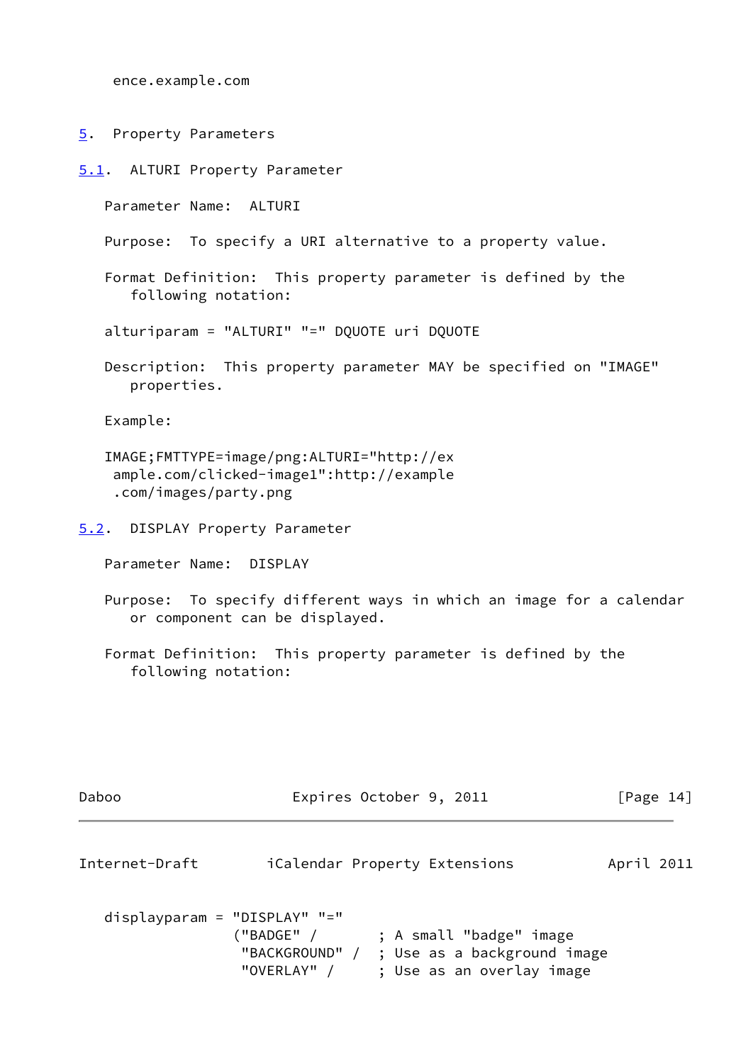ence.example.com

## 5. Property Parameters

### 5.1. ALTURI Property Parameter

Parameter Name: ALTURI

Purpose: To specify a URI alternative to a property value.

Format Definition: This property parameter is defined by the following notation:

```
alturiparam = "ALTURI" "=" DQUOTE uri DQUOTE
```

Description: This property parameter MAY be specified on "IMAGE" properties.

Example:

```
IMAGE;FMTTYPE=image/png:ALTURI="http://ex
 ample.com/clicked-image1":http://example
 .com/images/party.png
```

### 5.2. DISPLAY Property Parameter

Parameter Name: DISPLAY

Purpose: To specify different ways in which an image for a calendar or component can be displayed.

Format Definition: This property parameter is defined by the following notation:

```
displayparam = "DISPLAY" "="
               ("BADGE" /       ; A small "badge" image
                "BACKGROUND" /  ; Use as a background image
                "OVERLAY" /     ; Use as an overlay image
```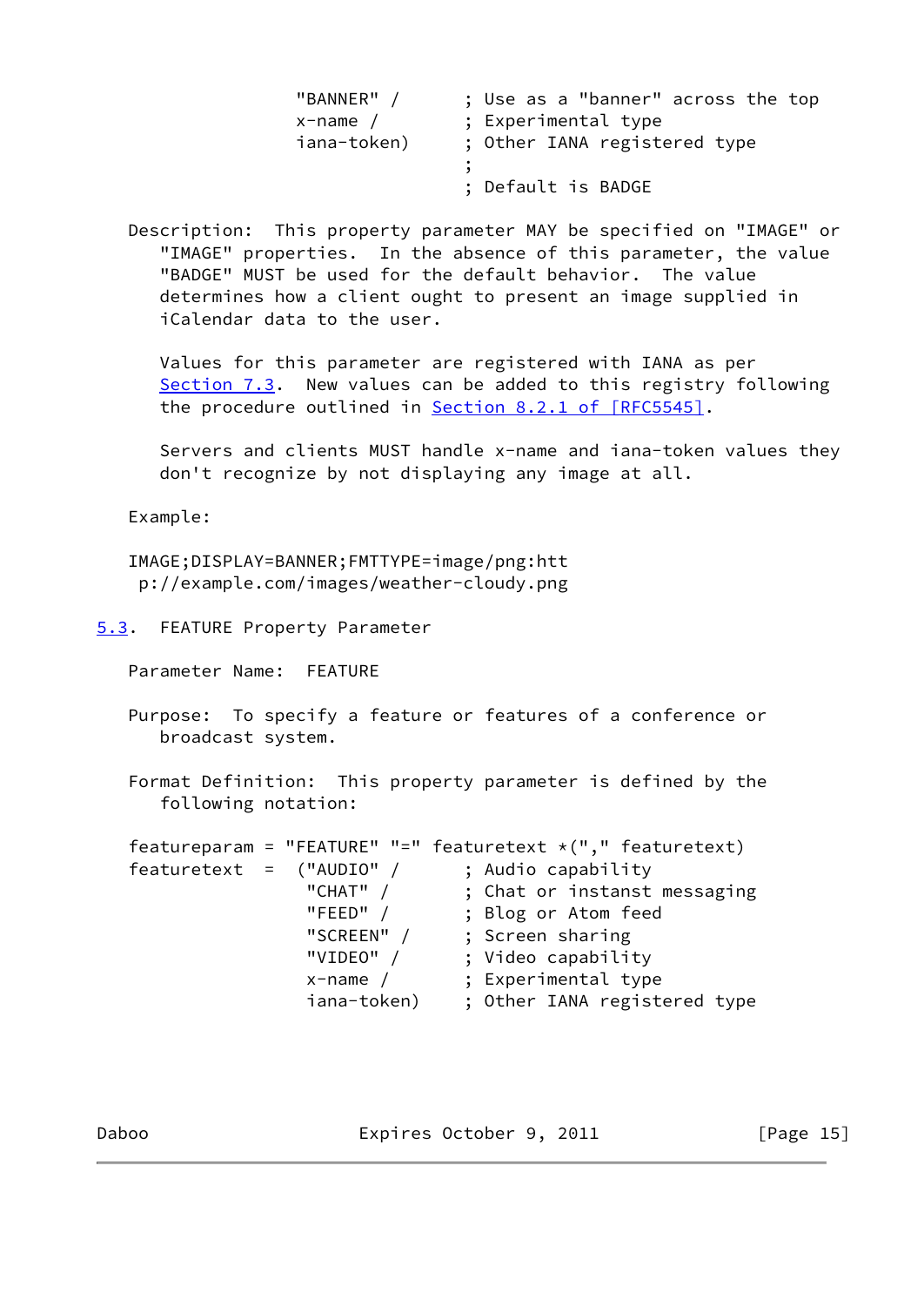```
                    "BANNER" /       ; Use as a "banner" across the top
                    x-name /         ; Experimental type
                    iana-token)      ; Other IANA registered type
                                     ;
                                     ; Default is BADGE
```

Description: This property parameter MAY be specified on "IMAGE" or "IMAGE" properties. In the absence of this parameter, the value "BADGE" MUST be used for the default behavior. The value determines how a client ought to present an image supplied in iCalendar data to the user.

Values for this parameter are registered with IANA as per Section 7.3. New values can be added to this registry following the procedure outlined in Section 8.2.1 of [RFC5545].

Servers and clients MUST handle x-name and iana-token values they don't recognize by not displaying any image at all.

Example:

```
IMAGE;DISPLAY=BANNER;FMTTYPE=image/png:htt
 p://example.com/images/weather-cloudy.png
```

## 5.3. FEATURE Property Parameter

Parameter Name: FEATURE

Purpose: To specify a feature or features of a conference or broadcast system.

Format Definition: This property parameter is defined by the following notation:

```
featureparam = "FEATURE" "=" featuretext *("," featuretext)
featuretext  =  ("AUDIO" /      ; Audio capability
                 "CHAT" /       ; Chat or instant messaging
                 "FEED" /       ; Blog or Atom feed
                 "SCREEN" /     ; Screen sharing
                 "VIDEO" /      ; Video capability
                 x-name /       ; Experimental type
                 iana-token)    ; Other IANA registered type
```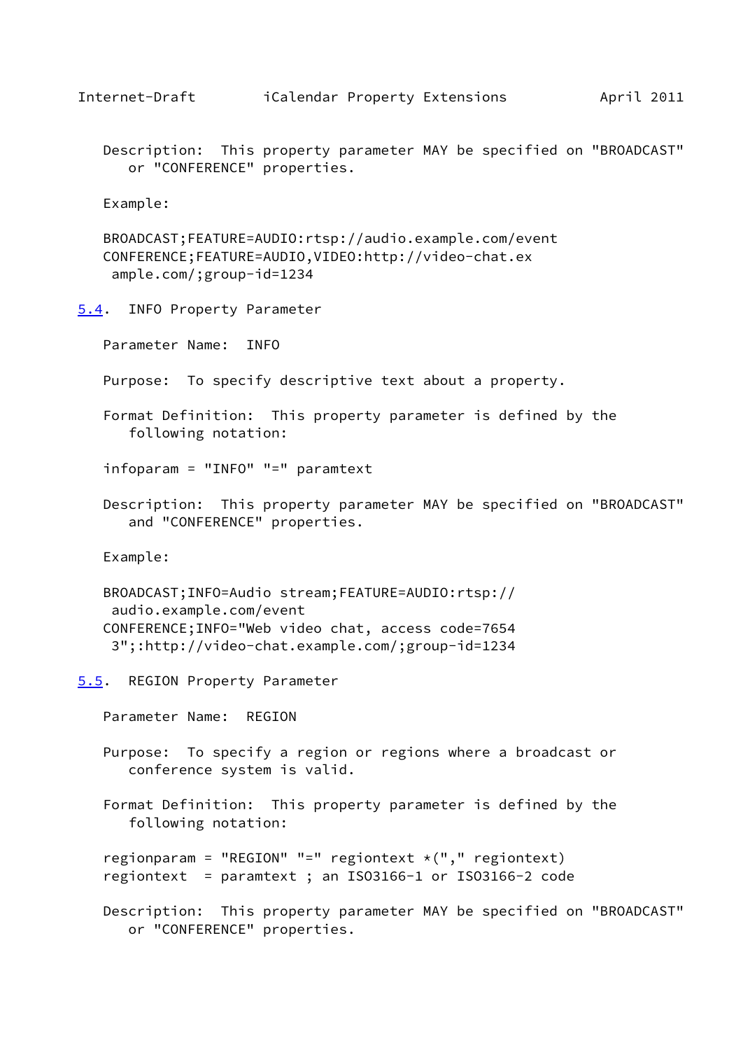Description: This property parameter MAY be specified on "BROADCAST" or "CONFERENCE" properties.

Example:

```
BROADCAST;FEATURE=AUDIO:rtsp://audio.example.com/event
CONFERENCE;FEATURE=AUDIO,VIDEO:http://video-chat.ex
 ample.com/;group-id=1234
```

### 5.4. INFO Property Parameter

Parameter Name: INFO

Purpose: To specify descriptive text about a property.

Format Definition: This property parameter is defined by the following notation:

```
infoparam = "INFO" "=" paramtext
```

Description: This property parameter MAY be specified on "BROADCAST" and "CONFERENCE" properties.

Example:

```
BROADCAST;INFO=Audio stream;FEATURE=AUDIO:rtsp://
 audio.example.com/event
CONFERENCE;INFO="Web video chat, access code=7654
 3";:http://video-chat.example.com/;group-id=1234
```

### 5.5. REGION Property Parameter

Parameter Name: REGION

Purpose: To specify a region or regions where a broadcast or conference system is valid.

Format Definition: This property parameter is defined by the following notation:

```
regionparam = "REGION" "=" regiontext *("," regiontext)
regiontext  = paramtext ; an ISO3166-1 or ISO3166-2 code
```

Description: This property parameter MAY be specified on "BROADCAST" or "CONFERENCE" properties.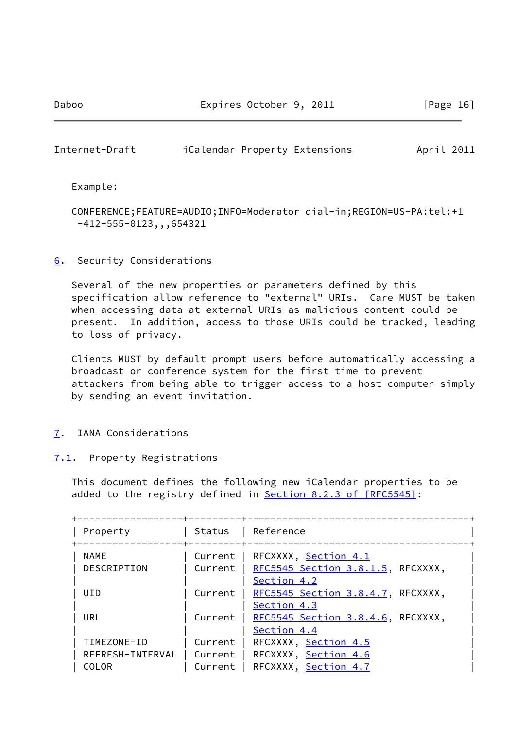Example:

```
CONFERENCE;FEATURE=AUDIO;INFO=Moderator dial-in;REGION=US-PA:tel:+1
 -412-555-0123,,,654321
```

## 6. Security Considerations

Several of the new properties or parameters defined by this specification allow reference to "external" URIs. Care MUST be taken when accessing data at external URIs as malicious content could be present. In addition, access to those URIs could be tracked, leading to loss of privacy.

Clients MUST by default prompt users before automatically accessing a broadcast or conference system for the first time to prevent attackers from being able to trigger access to a host computer simply by sending an event invitation.

## 7. IANA Considerations

### 7.1. Property Registrations

This document defines the following new iCalendar properties to be added to the registry defined in Section 8.2.3 of [RFC5545]:

| Property | Status | Reference |
|---|---|---|
| NAME | Current | RFCXXXX, Section 4.1 |
| DESCRIPTION | Current | RFC5545 Section 3.8.1.5, RFCXXXX, Section 4.2 |
| UID | Current | RFC5545 Section 3.8.4.7, RFCXXXX, Section 4.3 |
| URL | Current | RFC5545 Section 3.8.4.6, RFCXXXX, Section 4.4 |
| TIMEZONE-ID | Current | RFCXXXX, Section 4.5 |
| REFRESH-INTERVAL | Current | RFCXXXX, Section 4.6 |
| COLOR | Current | RFCXXXX, Section 4.7 |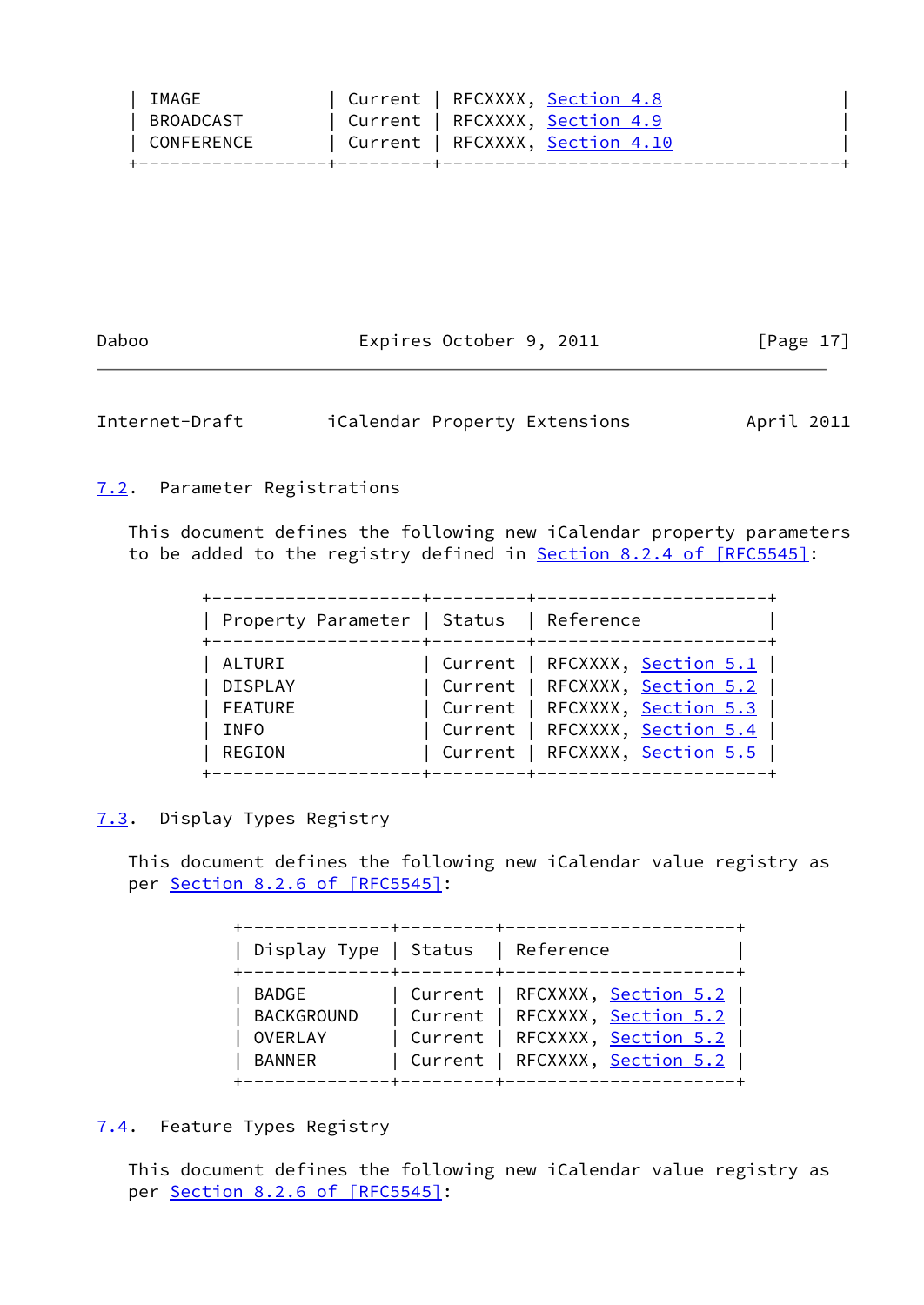| IMAGE | Current | RFCXXXX, Section 4.8 |
|---|---|---|
| BROADCAST | Current | RFCXXXX, Section 4.9 |
| CONFERENCE | Current | RFCXXXX, Section 4.10 |

## 7.2. Parameter Registrations

This document defines the following new iCalendar property parameters to be added to the registry defined in Section 8.2.4 of [RFC5545]:

| Property Parameter | Status | Reference |
|---|---|---|
| ALTURI | Current | RFCXXXX, Section 5.1 |
| DISPLAY | Current | RFCXXXX, Section 5.2 |
| FEATURE | Current | RFCXXXX, Section 5.3 |
| INFO | Current | RFCXXXX, Section 5.4 |
| REGION | Current | RFCXXXX, Section 5.5 |

## 7.3. Display Types Registry

This document defines the following new iCalendar value registry as per Section 8.2.6 of [RFC5545]:

| Display Type | Status | Reference |
|---|---|---|
| BADGE | Current | RFCXXXX, Section 5.2 |
| BACKGROUND | Current | RFCXXXX, Section 5.2 |
| OVERLAY | Current | RFCXXXX, Section 5.2 |
| BANNER | Current | RFCXXXX, Section 5.2 |

## 7.4. Feature Types Registry

This document defines the following new iCalendar value registry as per Section 8.2.6 of [RFC5545]: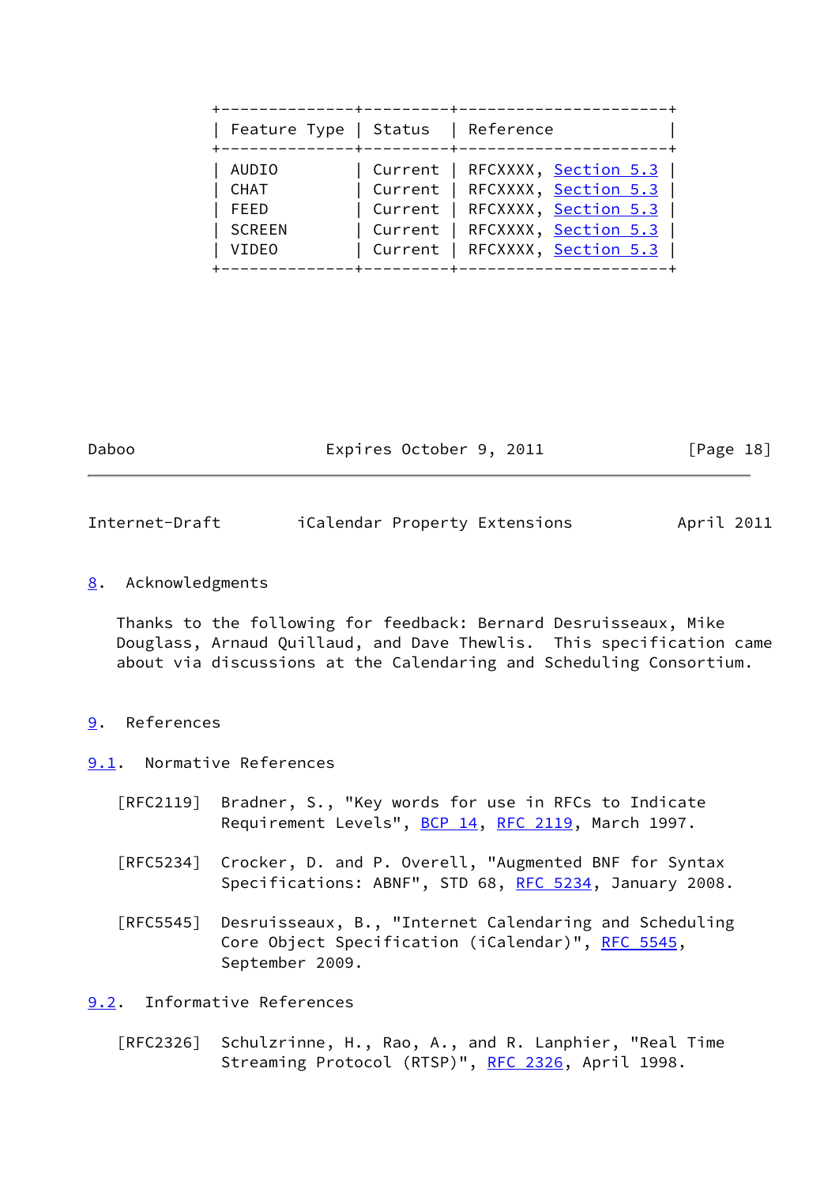| Feature Type | Status | Reference |
| --- | --- | --- |
| AUDIO | Current | RFCXXXX, Section 5.3 |
| CHAT | Current | RFCXXXX, Section 5.3 |
| FEED | Current | RFCXXXX, Section 5.3 |
| SCREEN | Current | RFCXXXX, Section 5.3 |
| VIDEO | Current | RFCXXXX, Section 5.3 |

## 8. Acknowledgments

Thanks to the following for feedback: Bernard Desruisseaux, Mike Douglass, Arnaud Quillaud, and Dave Thewlis. This specification came about via discussions at the Calendaring and Scheduling Consortium.

## 9. References

### 9.1. Normative References

[RFC2119] Bradner, S., "Key words for use in RFCs to Indicate Requirement Levels", BCP 14, RFC 2119, March 1997.

[RFC5234] Crocker, D. and P. Overell, "Augmented BNF for Syntax Specifications: ABNF", STD 68, RFC 5234, January 2008.

[RFC5545] Desruisseaux, B., "Internet Calendaring and Scheduling Core Object Specification (iCalendar)", RFC 5545, September 2009.

### 9.2. Informative References

[RFC2326] Schulzrinne, H., Rao, A., and R. Lanphier, "Real Time Streaming Protocol (RTSP)", RFC 2326, April 1998.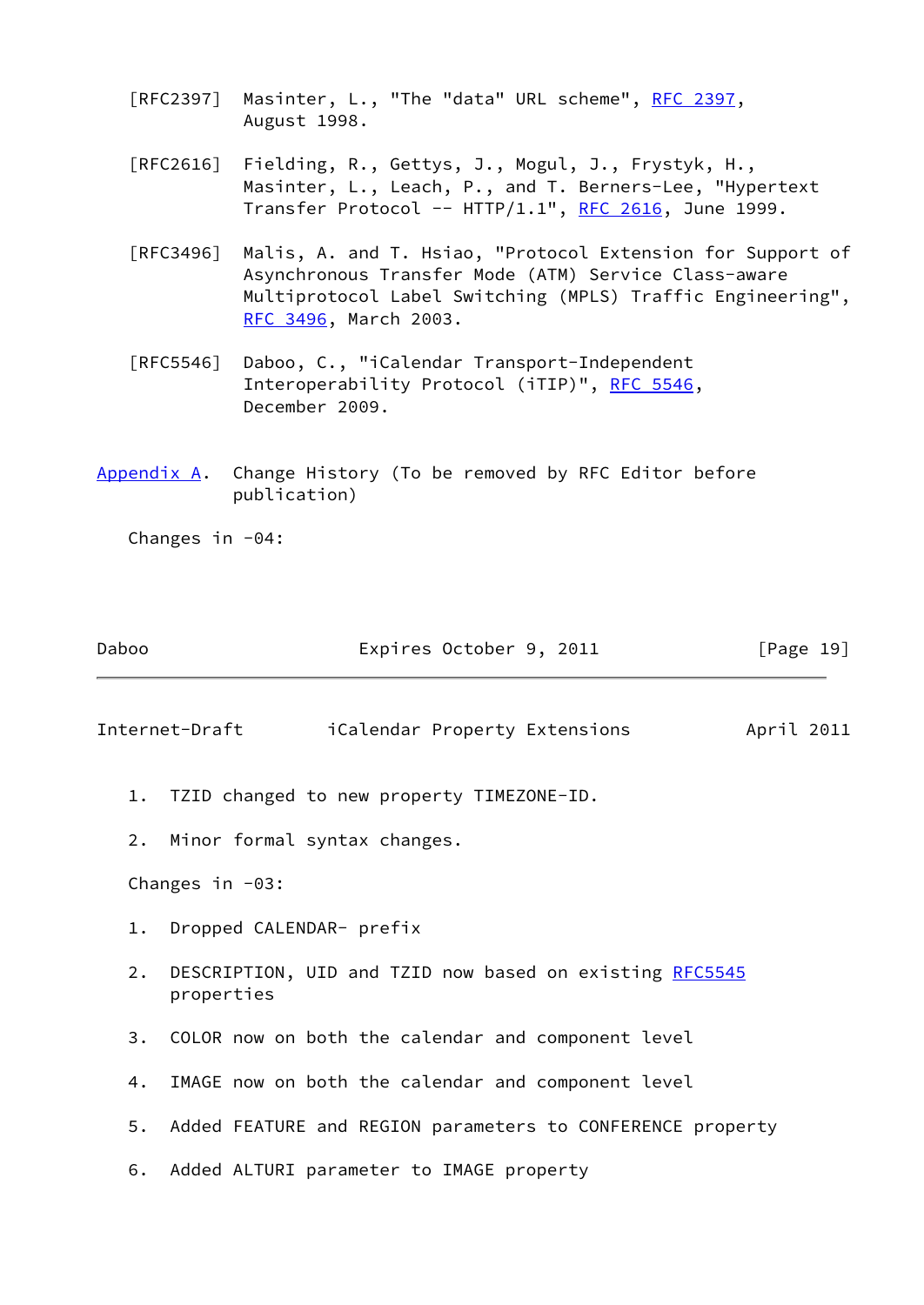[RFC2397] Masinter, L., "The "data" URL scheme", RFC 2397, August 1998.

[RFC2616] Fielding, R., Gettys, J., Mogul, J., Frystyk, H., Masinter, L., Leach, P., and T. Berners-Lee, "Hypertext Transfer Protocol -- HTTP/1.1", RFC 2616, June 1999.

[RFC3496] Malis, A. and T. Hsiao, "Protocol Extension for Support of Asynchronous Transfer Mode (ATM) Service Class-aware Multiprotocol Label Switching (MPLS) Traffic Engineering", RFC 3496, March 2003.

[RFC5546] Daboo, C., "iCalendar Transport-Independent Interoperability Protocol (iTIP)", RFC 5546, December 2009.

## Appendix A. Change History (To be removed by RFC Editor before publication)

Changes in -04:

1. TZID changed to new property TIMEZONE-ID.

2. Minor formal syntax changes.

Changes in -03:

1. Dropped CALENDAR- prefix

2. DESCRIPTION, UID and TZID now based on existing RFC5545 properties

3. COLOR now on both the calendar and component level

4. IMAGE now on both the calendar and component level

5. Added FEATURE and REGION parameters to CONFERENCE property

6. Added ALTURI parameter to IMAGE property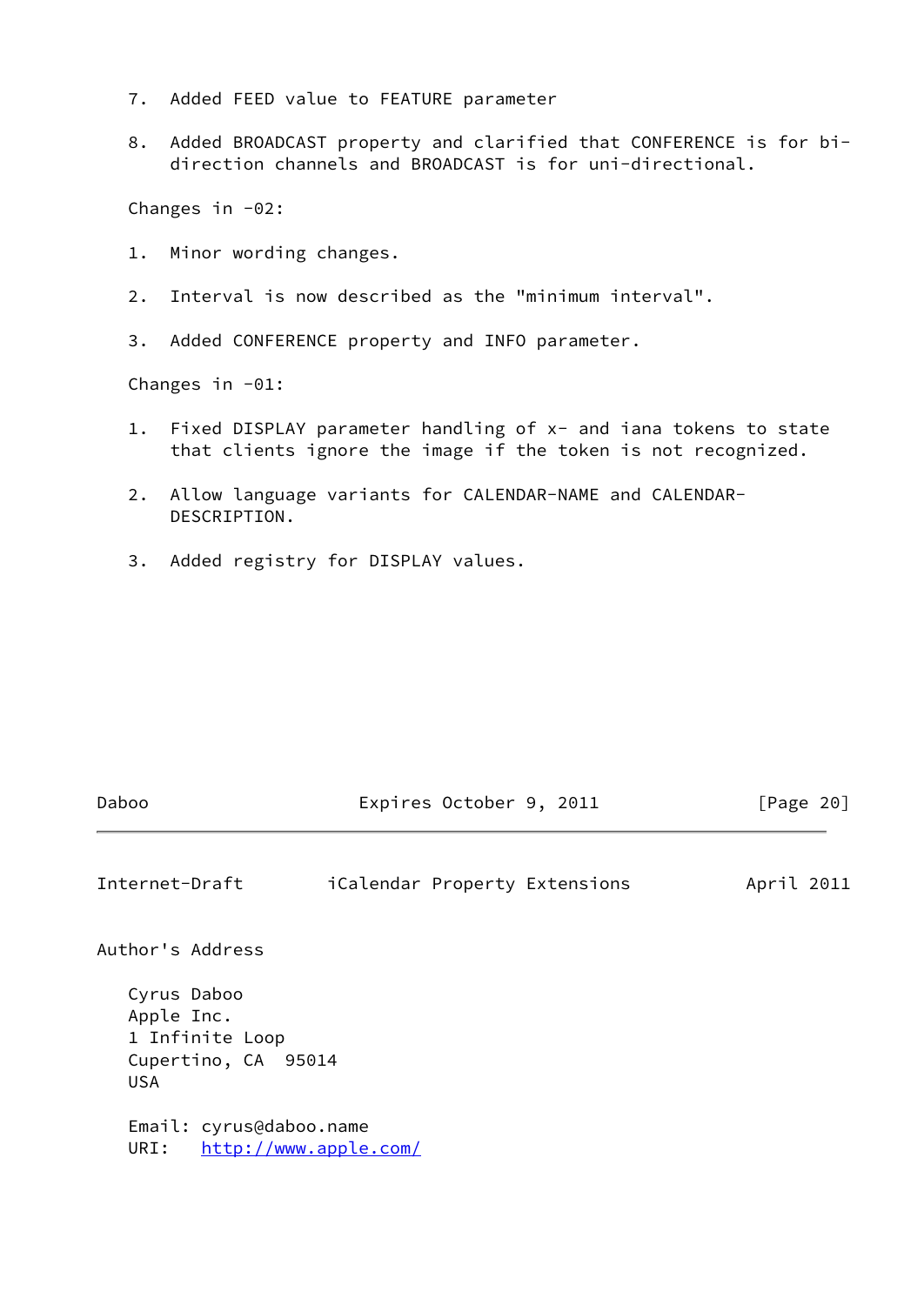7. Added FEED value to FEATURE parameter

8. Added BROADCAST property and clarified that CONFERENCE is for bi-direction channels and BROADCAST is for uni-directional.

Changes in -02:

1. Minor wording changes.

2. Interval is now described as the "minimum interval".

3. Added CONFERENCE property and INFO parameter.

Changes in -01:

1. Fixed DISPLAY parameter handling of x- and iana tokens to state that clients ignore the image if the token is not recognized.

2. Allow language variants for CALENDAR-NAME and CALENDAR-DESCRIPTION.

3. Added registry for DISPLAY values.

## Author's Address

Cyrus Daboo
Apple Inc.
1 Infinite Loop
Cupertino, CA  95014
USA

Email: cyrus@daboo.name
URI:   http://www.apple.com/